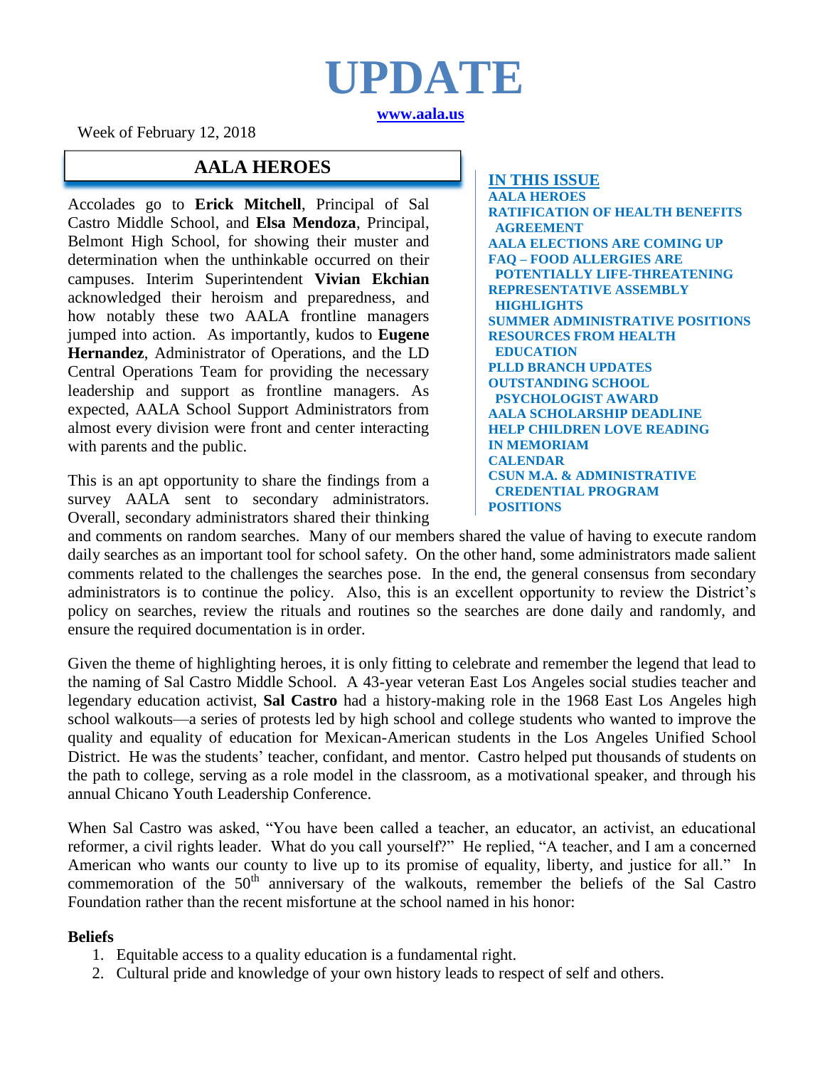# UPDATE

**www.aala.us**

Week of February 12, 2018

## AALA HEROES

**IN THIS ISSUE**

- AALA HEROES
- RATIFICATION OF HEALTH BENEFITS AGREEMENT
- AALA ELECTIONS ARE COMING UP
- FAQ – FOOD ALLERGIES ARE POTENTIALLY LIFE-THREATENING
- REPRESENTATIVE ASSEMBLY HIGHLIGHTS
- SUMMER ADMINISTRATIVE POSITIONS
- RESOURCES FROM HEALTH EDUCATION
- PLLD BRANCH UPDATES
- OUTSTANDING SCHOOL PSYCHOLOGIST AWARD
- AALA SCHOLARSHIP DEADLINE
- HELP CHILDREN LOVE READING
- IN MEMORIAM
- CALENDAR
- CSUN M.A. & ADMINISTRATIVE CREDENTIAL PROGRAM
- POSITIONS

Accolades go to **Erick Mitchell**, Principal of Sal Castro Middle School, and **Elsa Mendoza**, Principal, Belmont High School, for showing their muster and determination when the unthinkable occurred on their campuses. Interim Superintendent **Vivian Ekchian** acknowledged their heroism and preparedness, and how notably these two AALA frontline managers jumped into action. As importantly, kudos to **Eugene Hernandez**, Administrator of Operations, and the LD Central Operations Team for providing the necessary leadership and support as frontline managers. As expected, AALA School Support Administrators from almost every division were front and center interacting with parents and the public.

This is an apt opportunity to share the findings from a survey AALA sent to secondary administrators. Overall, secondary administrators shared their thinking and comments on random searches. Many of our members shared the value of having to execute random daily searches as an important tool for school safety. On the other hand, some administrators made salient comments related to the challenges the searches pose. In the end, the general consensus from secondary administrators is to continue the policy. Also, this is an excellent opportunity to review the District's policy on searches, review the rituals and routines so the searches are done daily and randomly, and ensure the required documentation is in order.

Given the theme of highlighting heroes, it is only fitting to celebrate and remember the legend that lead to the naming of Sal Castro Middle School. A 43-year veteran East Los Angeles social studies teacher and legendary education activist, **Sal Castro** had a history-making role in the 1968 East Los Angeles high school walkouts—a series of protests led by high school and college students who wanted to improve the quality and equality of education for Mexican-American students in the Los Angeles Unified School District. He was the students' teacher, confidant, and mentor. Castro helped put thousands of students on the path to college, serving as a role model in the classroom, as a motivational speaker, and through his annual Chicano Youth Leadership Conference.

When Sal Castro was asked, "You have been called a teacher, an educator, an activist, an educational reformer, a civil rights leader. What do you call yourself?" He replied, "A teacher, and I am a concerned American who wants our county to live up to its promise of equality, liberty, and justice for all." In commemoration of the 50th anniversary of the walkouts, remember the beliefs of the Sal Castro Foundation rather than the recent misfortune at the school named in his honor:

**Beliefs**

1. Equitable access to a quality education is a fundamental right.
2. Cultural pride and knowledge of your own history leads to respect of self and others.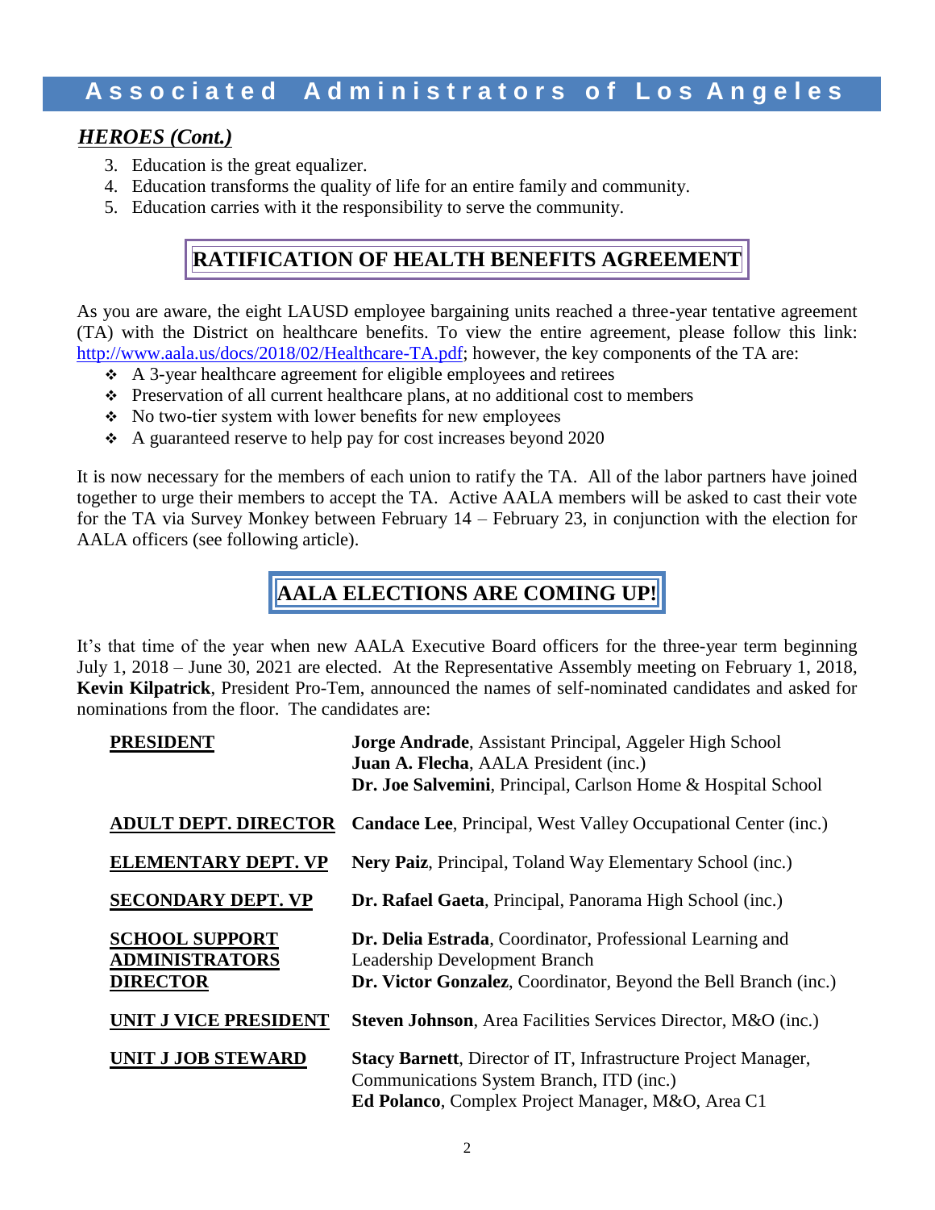## *HEROES (Cont.)*

3. Education is the great equalizer.
4. Education transforms the quality of life for an entire family and community.
5. Education carries with it the responsibility to serve the community.

## RATIFICATION OF HEALTH BENEFITS AGREEMENT

As you are aware, the eight LAUSD employee bargaining units reached a three-year tentative agreement (TA) with the District on healthcare benefits. To view the entire agreement, please follow this link: http://www.aala.us/docs/2018/02/Healthcare-TA.pdf; however, the key components of the TA are:

- A 3-year healthcare agreement for eligible employees and retirees
- Preservation of all current healthcare plans, at no additional cost to members
- No two-tier system with lower benefits for new employees
- A guaranteed reserve to help pay for cost increases beyond 2020

It is now necessary for the members of each union to ratify the TA. All of the labor partners have joined together to urge their members to accept the TA. Active AALA members will be asked to cast their vote for the TA via Survey Monkey between February 14 – February 23, in conjunction with the election for AALA officers (see following article).

## AALA ELECTIONS ARE COMING UP!

It's that time of the year when new AALA Executive Board officers for the three-year term beginning July 1, 2018 – June 30, 2021 are elected. At the Representative Assembly meeting on February 1, 2018, **Kevin Kilpatrick**, President Pro-Tem, announced the names of self-nominated candidates and asked for nominations from the floor. The candidates are:

| Position | Candidates |
|---|---|
| **PRESIDENT** | **Jorge Andrade**, Assistant Principal, Aggeler High School<br>**Juan A. Flecha**, AALA President (inc.)<br>**Dr. Joe Salvemini**, Principal, Carlson Home & Hospital School |
| **ADULT DEPT. DIRECTOR** | **Candace Lee**, Principal, West Valley Occupational Center (inc.) |
| **ELEMENTARY DEPT. VP** | **Nery Paiz**, Principal, Toland Way Elementary School (inc.) |
| **SECONDARY DEPT. VP** | **Dr. Rafael Gaeta**, Principal, Panorama High School (inc.) |
| **SCHOOL SUPPORT ADMINISTRATORS DIRECTOR** | **Dr. Delia Estrada**, Coordinator, Professional Learning and Leadership Development Branch<br>**Dr. Victor Gonzalez**, Coordinator, Beyond the Bell Branch (inc.) |
| **UNIT J VICE PRESIDENT** | **Steven Johnson**, Area Facilities Services Director, M&O (inc.) |
| **UNIT J JOB STEWARD** | **Stacy Barnett**, Director of IT, Infrastructure Project Manager, Communications System Branch, ITD (inc.)<br>**Ed Polanco**, Complex Project Manager, M&O, Area C1 |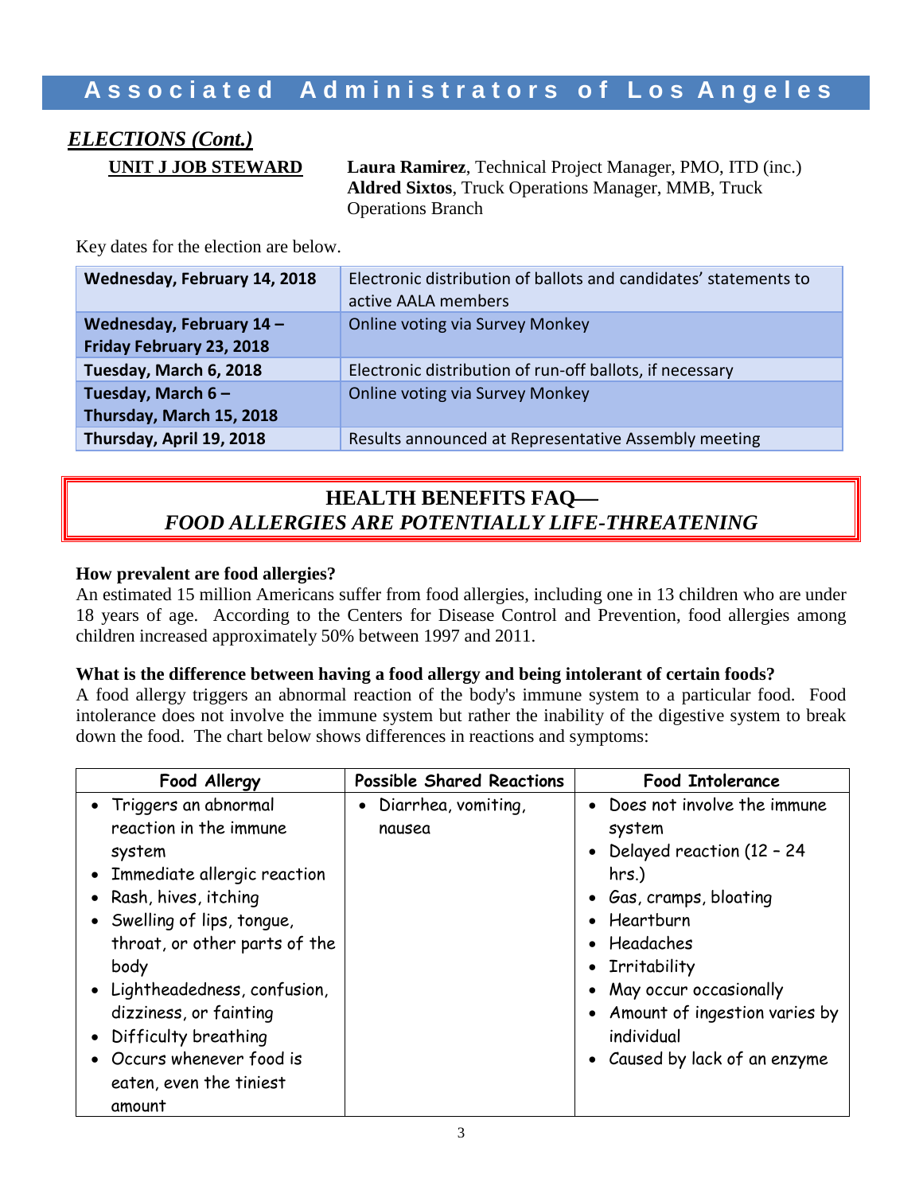## ELECTIONS (Cont.)

**UNIT J JOB STEWARD**

**Laura Ramirez**, Technical Project Manager, PMO, ITD (inc.)
**Aldred Sixtos**, Truck Operations Manager, MMB, Truck Operations Branch

Key dates for the election are below.

| | |
|---|---|
| **Wednesday, February 14, 2018** | Electronic distribution of ballots and candidates' statements to active AALA members |
| **Wednesday, February 14 – Friday February 23, 2018** | Online voting via Survey Monkey |
| **Tuesday, March 6, 2018** | Electronic distribution of run-off ballots, if necessary |
| **Tuesday, March 6 – Thursday, March 15, 2018** | Online voting via Survey Monkey |
| **Thursday, April 19, 2018** | Results announced at Representative Assembly meeting |

## HEALTH BENEFITS FAQ— *FOOD ALLERGIES ARE POTENTIALLY LIFE-THREATENING*

**How prevalent are food allergies?**
An estimated 15 million Americans suffer from food allergies, including one in 13 children who are under 18 years of age. According to the Centers for Disease Control and Prevention, food allergies among children increased approximately 50% between 1997 and 2011.

**What is the difference between having a food allergy and being intolerant of certain foods?**
A food allergy triggers an abnormal reaction of the body's immune system to a particular food. Food intolerance does not involve the immune system but rather the inability of the digestive system to break down the food. The chart below shows differences in reactions and symptoms:

| Food Allergy | Possible Shared Reactions | Food Intolerance |
|---|---|---|
| • Triggers an abnormal reaction in the immune system<br>• Immediate allergic reaction<br>• Rash, hives, itching<br>• Swelling of lips, tongue, throat, or other parts of the body<br>• Lightheadedness, confusion, dizziness, or fainting<br>• Difficulty breathing<br>• Occurs whenever food is eaten, even the tiniest amount | • Diarrhea, vomiting, nausea | • Does not involve the immune system<br>• Delayed reaction (12 – 24 hrs.)<br>• Gas, cramps, bloating<br>• Heartburn<br>• Headaches<br>• Irritability<br>• May occur occasionally<br>• Amount of ingestion varies by individual<br>• Caused by lack of an enzyme |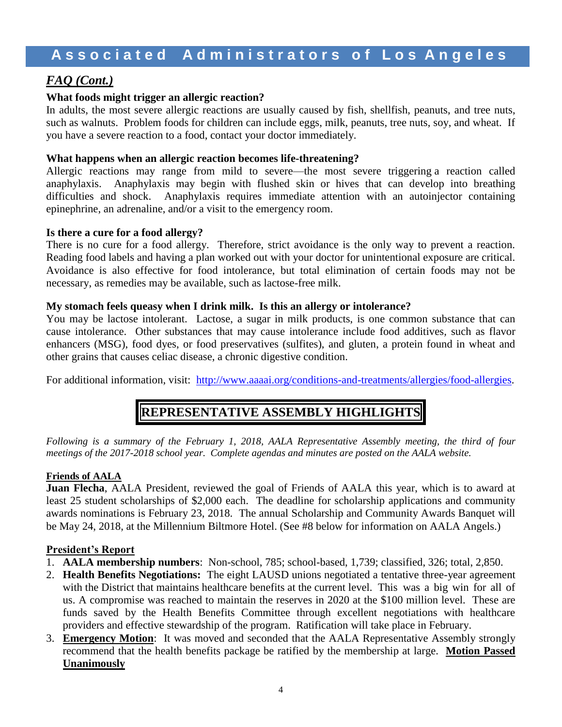## *FAQ (Cont.)*

**What foods might trigger an allergic reaction?**

In adults, the most severe allergic reactions are usually caused by fish, shellfish, peanuts, and tree nuts, such as walnuts. Problem foods for children can include eggs, milk, peanuts, tree nuts, soy, and wheat. If you have a severe reaction to a food, contact your doctor immediately.

**What happens when an allergic reaction becomes life-threatening?**

Allergic reactions may range from mild to severe—the most severe triggering a reaction called anaphylaxis. Anaphylaxis may begin with flushed skin or hives that can develop into breathing difficulties and shock. Anaphylaxis requires immediate attention with an autoinjector containing epinephrine, an adrenaline, and/or a visit to the emergency room.

**Is there a cure for a food allergy?**

There is no cure for a food allergy. Therefore, strict avoidance is the only way to prevent a reaction. Reading food labels and having a plan worked out with your doctor for unintentional exposure are critical. Avoidance is also effective for food intolerance, but total elimination of certain foods may not be necessary, as remedies may be available, such as lactose-free milk.

**My stomach feels queasy when I drink milk. Is this an allergy or intolerance?**

You may be lactose intolerant. Lactose, a sugar in milk products, is one common substance that can cause intolerance. Other substances that may cause intolerance include food additives, such as flavor enhancers (MSG), food dyes, or food preservatives (sulfites), and gluten, a protein found in wheat and other grains that causes celiac disease, a chronic digestive condition.

For additional information, visit: http://www.aaaai.org/conditions-and-treatments/allergies/food-allergies.

# REPRESENTATIVE ASSEMBLY HIGHLIGHTS

*Following is a summary of the February 1, 2018, AALA Representative Assembly meeting, the third of four meetings of the 2017-2018 school year. Complete agendas and minutes are posted on the AALA website.*

**Friends of AALA**

**Juan Flecha**, AALA President, reviewed the goal of Friends of AALA this year, which is to award at least 25 student scholarships of $2,000 each. The deadline for scholarship applications and community awards nominations is February 23, 2018. The annual Scholarship and Community Awards Banquet will be May 24, 2018, at the Millennium Biltmore Hotel. (See #8 below for information on AALA Angels.)

**President's Report**

1. **AALA membership numbers**: Non-school, 785; school-based, 1,739; classified, 326; total, 2,850.
2. **Health Benefits Negotiations:** The eight LAUSD unions negotiated a tentative three-year agreement with the District that maintains healthcare benefits at the current level. This was a big win for all of us. A compromise was reached to maintain the reserves in 2020 at the $100 million level. These are funds saved by the Health Benefits Committee through excellent negotiations with healthcare providers and effective stewardship of the program. Ratification will take place in February.
3. **Emergency Motion**: It was moved and seconded that the AALA Representative Assembly strongly recommend that the health benefits package be ratified by the membership at large. **Motion Passed Unanimously**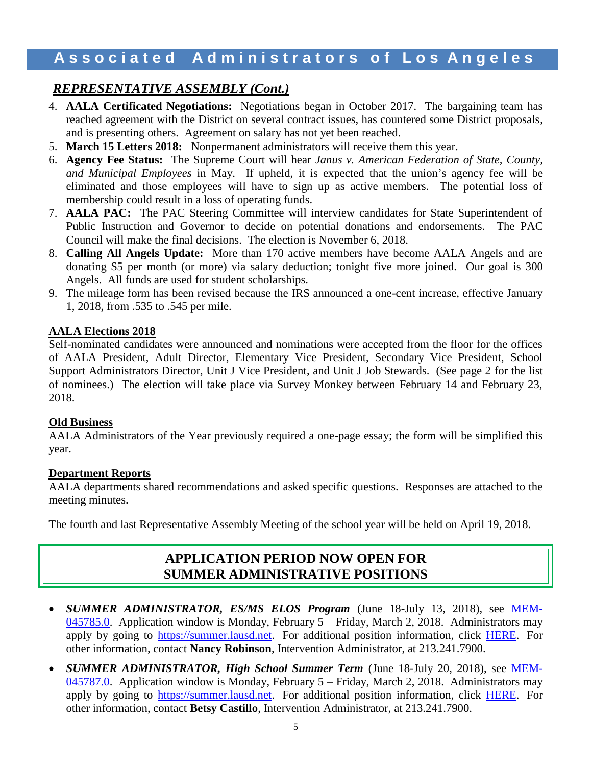## *REPRESENTATIVE ASSEMBLY (Cont.)*

4. **AALA Certificated Negotiations:** Negotiations began in October 2017. The bargaining team has reached agreement with the District on several contract issues, has countered some District proposals, and is presenting others. Agreement on salary has not yet been reached.
5. **March 15 Letters 2018:** Nonpermanent administrators will receive them this year.
6. **Agency Fee Status:** The Supreme Court will hear *Janus v. American Federation of State, County, and Municipal Employees* in May. If upheld, it is expected that the union's agency fee will be eliminated and those employees will have to sign up as active members. The potential loss of membership could result in a loss of operating funds.
7. **AALA PAC:** The PAC Steering Committee will interview candidates for State Superintendent of Public Instruction and Governor to decide on potential donations and endorsements. The PAC Council will make the final decisions. The election is November 6, 2018.
8. **Calling All Angels Update:** More than 170 active members have become AALA Angels and are donating $5 per month (or more) via salary deduction; tonight five more joined. Our goal is 300 Angels. All funds are used for student scholarships.
9. The mileage form has been revised because the IRS announced a one-cent increase, effective January 1, 2018, from .535 to .545 per mile.

**AALA Elections 2018**

Self-nominated candidates were announced and nominations were accepted from the floor for the offices of AALA President, Adult Director, Elementary Vice President, Secondary Vice President, School Support Administrators Director, Unit J Vice President, and Unit J Job Stewards. (See page 2 for the list of nominees.) The election will take place via Survey Monkey between February 14 and February 23, 2018.

**Old Business**

AALA Administrators of the Year previously required a one-page essay; the form will be simplified this year.

**Department Reports**

AALA departments shared recommendations and asked specific questions. Responses are attached to the meeting minutes.

The fourth and last Representative Assembly Meeting of the school year will be held on April 19, 2018.

## APPLICATION PERIOD NOW OPEN FOR SUMMER ADMINISTRATIVE POSITIONS

- ***SUMMER ADMINISTRATOR, ES/MS ELOS Program*** (June 18-July 13, 2018), see MEM-045785.0. Application window is Monday, February 5 – Friday, March 2, 2018. Administrators may apply by going to https://summer.lausd.net. For additional position information, click HERE. For other information, contact **Nancy Robinson**, Intervention Administrator, at 213.241.7900.
- ***SUMMER ADMINISTRATOR, High School Summer Term*** (June 18-July 20, 2018), see MEM-045787.0. Application window is Monday, February 5 – Friday, March 2, 2018. Administrators may apply by going to https://summer.lausd.net. For additional position information, click HERE. For other information, contact **Betsy Castillo**, Intervention Administrator, at 213.241.7900.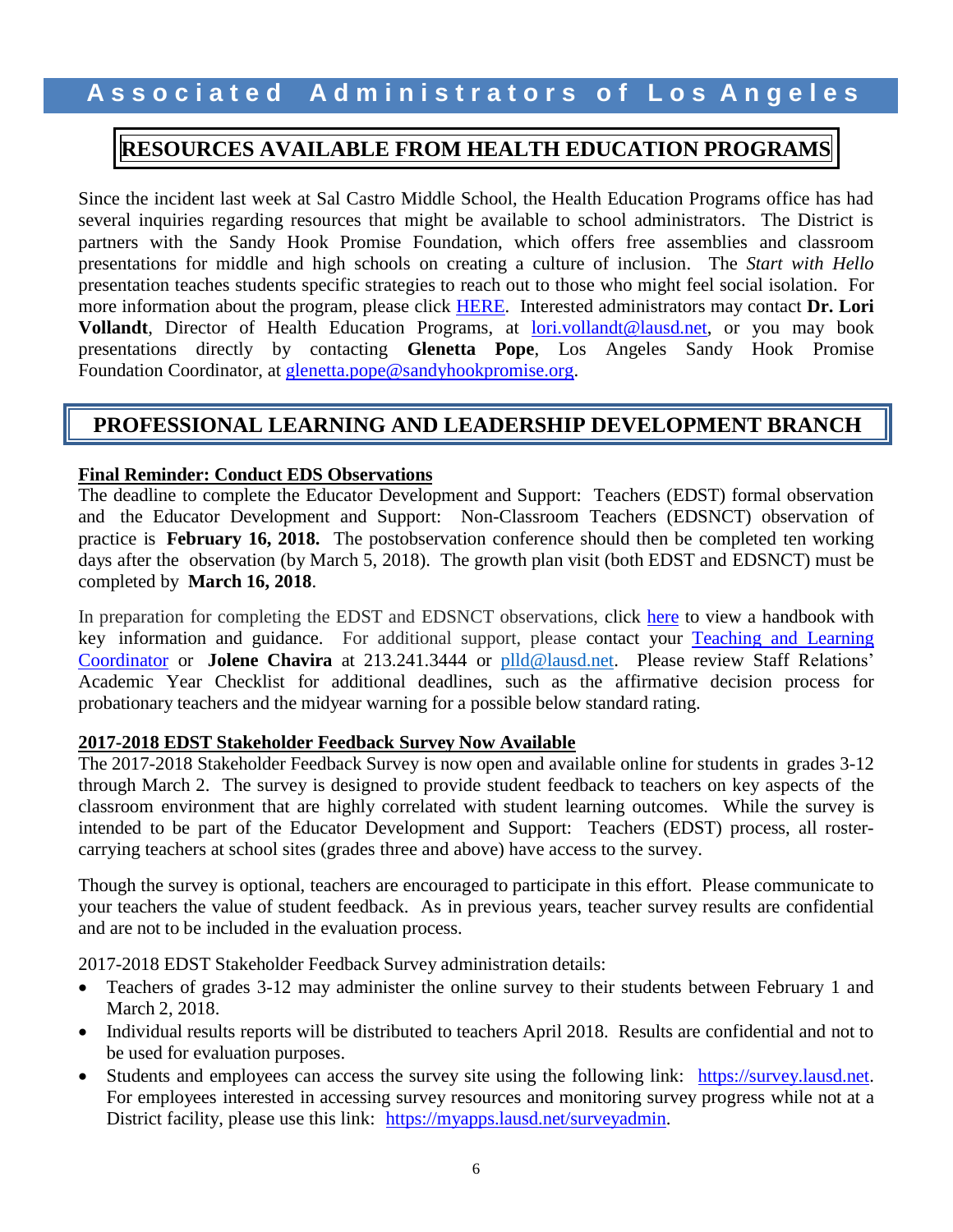## RESOURCES AVAILABLE FROM HEALTH EDUCATION PROGRAMS

Since the incident last week at Sal Castro Middle School, the Health Education Programs office has had several inquiries regarding resources that might be available to school administrators. The District is partners with the Sandy Hook Promise Foundation, which offers free assemblies and classroom presentations for middle and high schools on creating a culture of inclusion. The *Start with Hello* presentation teaches students specific strategies to reach out to those who might feel social isolation. For more information about the program, please click HERE. Interested administrators may contact **Dr. Lori Vollandt**, Director of Health Education Programs, at lori.vollandt@lausd.net, or you may book presentations directly by contacting **Glenetta Pope**, Los Angeles Sandy Hook Promise Foundation Coordinator, at glenetta.pope@sandyhookpromise.org.

## PROFESSIONAL LEARNING AND LEADERSHIP DEVELOPMENT BRANCH

**Final Reminder: Conduct EDS Observations**

The deadline to complete the Educator Development and Support: Teachers (EDST) formal observation and the Educator Development and Support: Non-Classroom Teachers (EDSNCT) observation of practice is **February 16, 2018.** The postobservation conference should then be completed ten working days after the observation (by March 5, 2018). The growth plan visit (both EDST and EDSNCT) must be completed by **March 16, 2018**.

In preparation for completing the EDST and EDSNCT observations, click here to view a handbook with key information and guidance. For additional support, please contact your Teaching and Learning Coordinator or **Jolene Chavira** at 213.241.3444 or plld@lausd.net. Please review Staff Relations' Academic Year Checklist for additional deadlines, such as the affirmative decision process for probationary teachers and the midyear warning for a possible below standard rating.

**2017-2018 EDST Stakeholder Feedback Survey Now Available**

The 2017-2018 Stakeholder Feedback Survey is now open and available online for students in grades 3-12 through March 2. The survey is designed to provide student feedback to teachers on key aspects of the classroom environment that are highly correlated with student learning outcomes. While the survey is intended to be part of the Educator Development and Support: Teachers (EDST) process, all roster-carrying teachers at school sites (grades three and above) have access to the survey.

Though the survey is optional, teachers are encouraged to participate in this effort. Please communicate to your teachers the value of student feedback. As in previous years, teacher survey results are confidential and are not to be included in the evaluation process.

2017-2018 EDST Stakeholder Feedback Survey administration details:

- Teachers of grades 3-12 may administer the online survey to their students between February 1 and March 2, 2018.
- Individual results reports will be distributed to teachers April 2018. Results are confidential and not to be used for evaluation purposes.
- Students and employees can access the survey site using the following link: https://survey.lausd.net. For employees interested in accessing survey resources and monitoring survey progress while not at a District facility, please use this link: https://myapps.lausd.net/surveyadmin.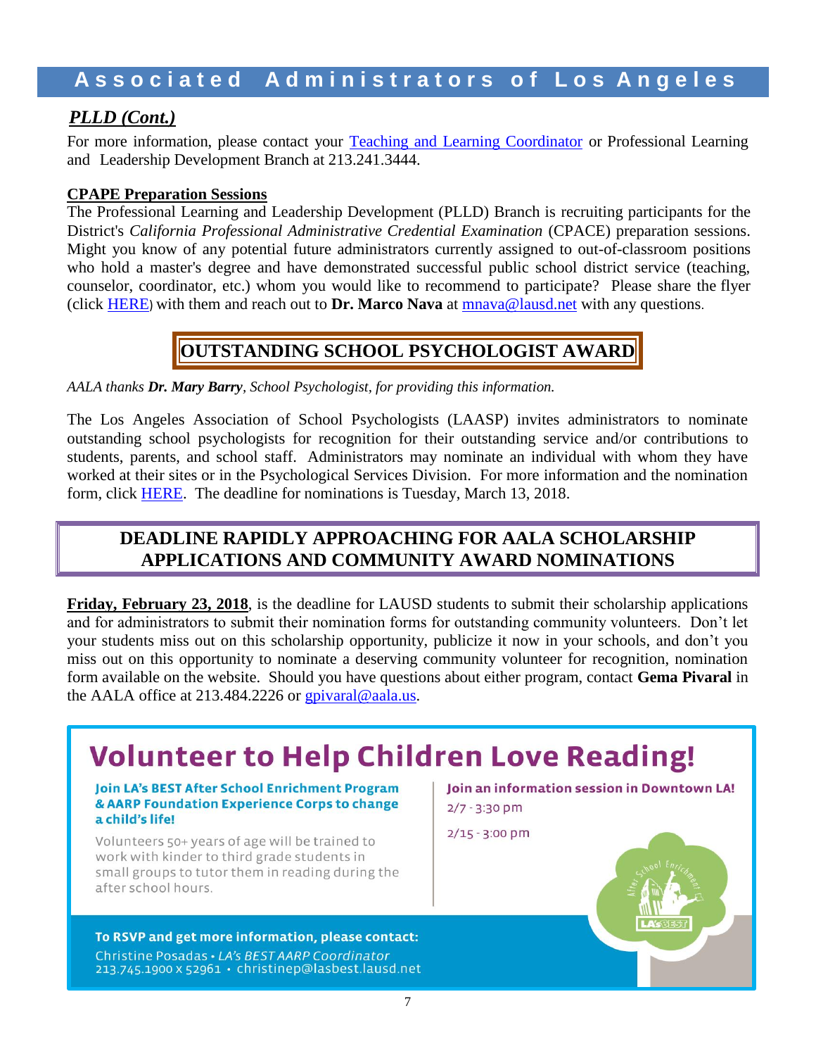## *PLLD (Cont.)*

For more information, please contact your Teaching and Learning Coordinator or Professional Learning and Leadership Development Branch at 213.241.3444.

**CPAPE Preparation Sessions**

The Professional Learning and Leadership Development (PLLD) Branch is recruiting participants for the District's *California Professional Administrative Credential Examination* (CPACE) preparation sessions. Might you know of any potential future administrators currently assigned to out-of-classroom positions who hold a master's degree and have demonstrated successful public school district service (teaching, counselor, coordinator, etc.) whom you would like to recommend to participate? Please share the flyer (click HERE) with them and reach out to **Dr. Marco Nava** at mnava@lausd.net with any questions.

## OUTSTANDING SCHOOL PSYCHOLOGIST AWARD

*AALA thanks **Dr. Mary Barry**, School Psychologist, for providing this information.*

The Los Angeles Association of School Psychologists (LAASP) invites administrators to nominate outstanding school psychologists for recognition for their outstanding service and/or contributions to students, parents, and school staff. Administrators may nominate an individual with whom they have worked at their sites or in the Psychological Services Division. For more information and the nomination form, click HERE. The deadline for nominations is Tuesday, March 13, 2018.

## DEADLINE RAPIDLY APPROACHING FOR AALA SCHOLARSHIP APPLICATIONS AND COMMUNITY AWARD NOMINATIONS

**Friday, February 23, 2018**, is the deadline for LAUSD students to submit their scholarship applications and for administrators to submit their nomination forms for outstanding community volunteers. Don't let your students miss out on this scholarship opportunity, publicize it now in your schools, and don't you miss out on this opportunity to nominate a deserving community volunteer for recognition, nomination form available on the website. Should you have questions about either program, contact **Gema Pivaral** in the AALA office at 213.484.2226 or gpivaral@aala.us.

## Volunteer to Help Children Love Reading!

**Join LA's BEST After School Enrichment Program & AARP Foundation Experience Corps to change a child's life!**

Volunteers 50+ years of age will be trained to work with kinder to third grade students in small groups to tutor them in reading during the after school hours.

**Join an information session in Downtown LA!**

2/7 - 3:30 pm

2/15 - 3:00 pm

**To RSVP and get more information, please contact:**

Christine Posadas • *LA's BEST AARP Coordinator*
213.745.1900 x 52961 • christinep@lasbest.lausd.net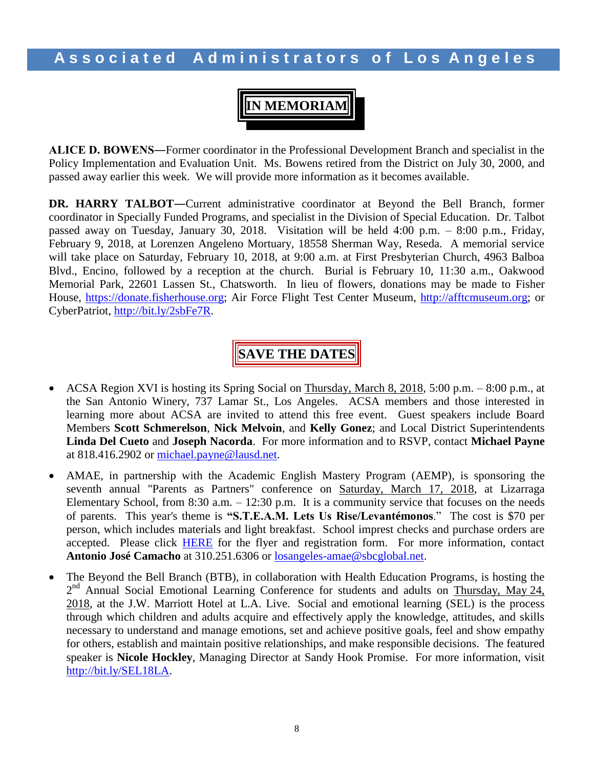# Associated Administrators of Los Angeles

## IN MEMORIAM

**ALICE D. BOWENS**—Former coordinator in the Professional Development Branch and specialist in the Policy Implementation and Evaluation Unit. Ms. Bowens retired from the District on July 30, 2000, and passed away earlier this week. We will provide more information as it becomes available.

**DR. HARRY TALBOT**—Current administrative coordinator at Beyond the Bell Branch, former coordinator in Specially Funded Programs, and specialist in the Division of Special Education. Dr. Talbot passed away on Tuesday, January 30, 2018. Visitation will be held 4:00 p.m. – 8:00 p.m., Friday, February 9, 2018, at Lorenzen Angeleno Mortuary, 18558 Sherman Way, Reseda. A memorial service will take place on Saturday, February 10, 2018, at 9:00 a.m. at First Presbyterian Church, 4963 Balboa Blvd., Encino, followed by a reception at the church. Burial is February 10, 11:30 a.m., Oakwood Memorial Park, 22601 Lassen St., Chatsworth. In lieu of flowers, donations may be made to Fisher House, https://donate.fisherhouse.org; Air Force Flight Test Center Museum, http://afftcmuseum.org; or CyberPatriot, http://bit.ly/2sbFe7R.

## SAVE THE DATES

- ACSA Region XVI is hosting its Spring Social on Thursday, March 8, 2018, 5:00 p.m. – 8:00 p.m., at the San Antonio Winery, 737 Lamar St., Los Angeles. ACSA members and those interested in learning more about ACSA are invited to attend this free event. Guest speakers include Board Members **Scott Schmerelson**, **Nick Melvoin**, and **Kelly Gonez**; and Local District Superintendents **Linda Del Cueto** and **Joseph Nacorda**. For more information and to RSVP, contact **Michael Payne** at 818.416.2902 or michael.payne@lausd.net.

- AMAE, in partnership with the Academic English Mastery Program (AEMP), is sponsoring the seventh annual "Parents as Partners" conference on Saturday, March 17, 2018, at Lizarraga Elementary School, from 8:30 a.m. – 12:30 p.m. It is a community service that focuses on the needs of parents. This year's theme is **"S.T.E.A.M. Lets Us Rise/Levantémonos**." The cost is $70 per person, which includes materials and light breakfast. School imprest checks and purchase orders are accepted. Please click HERE for the flyer and registration form. For more information, contact **Antonio José Camacho** at 310.251.6306 or losangeles-amae@sbcglobal.net.

- The Beyond the Bell Branch (BTB), in collaboration with Health Education Programs, is hosting the 2nd Annual Social Emotional Learning Conference for students and adults on Thursday, May 24, 2018, at the J.W. Marriott Hotel at L.A. Live. Social and emotional learning (SEL) is the process through which children and adults acquire and effectively apply the knowledge, attitudes, and skills necessary to understand and manage emotions, set and achieve positive goals, feel and show empathy for others, establish and maintain positive relationships, and make responsible decisions. The featured speaker is **Nicole Hockley**, Managing Director at Sandy Hook Promise. For more information, visit http://bit.ly/SEL18LA.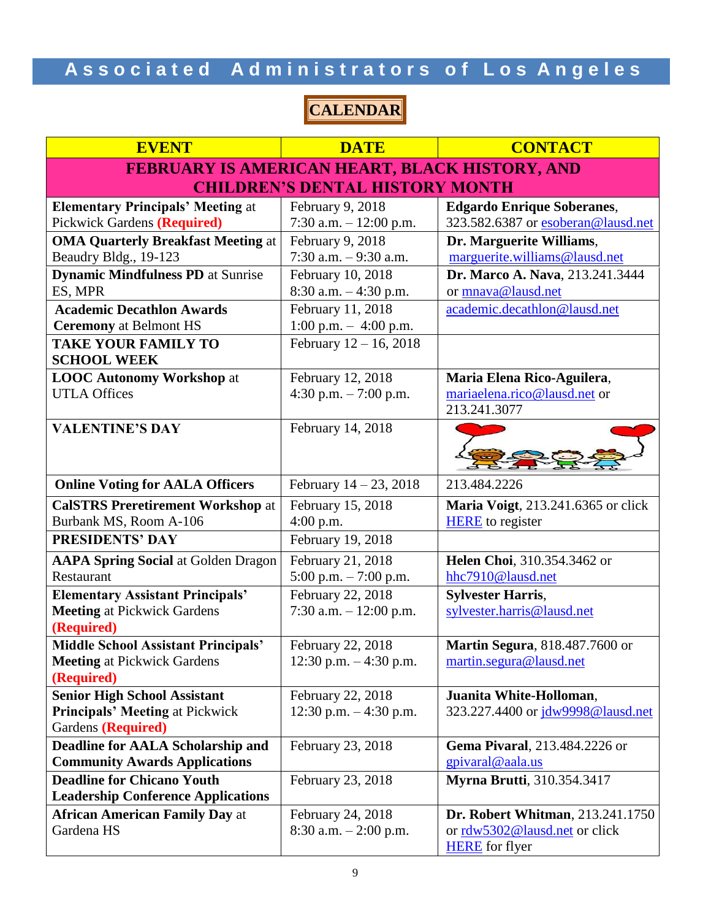# Associated Administrators of Los Angeles

## CALENDAR

| EVENT | DATE | CONTACT |
|---|---|---|
| **FEBRUARY IS AMERICAN HEART, BLACK HISTORY, AND CHILDREN'S DENTAL HISTORY MONTH** | | |
| **Elementary Principals' Meeting** at Pickwick Gardens **(Required)** | February 9, 2018<br>7:30 a.m. – 12:00 p.m. | **Edgardo Enrique Soberanes**, 323.582.6387 or esoberan@lausd.net |
| **OMA Quarterly Breakfast Meeting** at Beaudry Bldg., 19-123 | February 9, 2018<br>7:30 a.m. – 9:30 a.m. | **Dr. Marguerite Williams**, marguerite.williams@lausd.net |
| **Dynamic Mindfulness PD** at Sunrise ES, MPR | February 10, 2018<br>8:30 a.m. – 4:30 p.m. | **Dr. Marco A. Nava**, 213.241.3444 or mnava@lausd.net |
| **Academic Decathlon Awards Ceremony** at Belmont HS | February 11, 2018<br>1:00 p.m. – 4:00 p.m. | academic.decathlon@lausd.net |
| **TAKE YOUR FAMILY TO SCHOOL WEEK** | February 12 – 16, 2018 | |
| **LOOC Autonomy Workshop** at UTLA Offices | February 12, 2018<br>4:30 p.m. – 7:00 p.m. | **Maria Elena Rico-Aguilera**, mariaelena.rico@lausd.net or 213.241.3077 |
| **VALENTINE'S DAY** | February 14, 2018 | |
| **Online Voting for AALA Officers** | February 14 – 23, 2018 | 213.484.2226 |
| **CalSTRS Preretirement Workshop** at Burbank MS, Room A-106 | February 15, 2018<br>4:00 p.m. | **Maria Voigt**, 213.241.6365 or click HERE to register |
| **PRESIDENTS' DAY** | February 19, 2018 | |
| **AAPA Spring Social** at Golden Dragon Restaurant | February 21, 2018<br>5:00 p.m. – 7:00 p.m. | **Helen Choi**, 310.354.3462 or hhc7910@lausd.net |
| **Elementary Assistant Principals' Meeting** at Pickwick Gardens **(Required)** | February 22, 2018<br>7:30 a.m. – 12:00 p.m. | **Sylvester Harris**, sylvester.harris@lausd.net |
| **Middle School Assistant Principals' Meeting** at Pickwick Gardens **(Required)** | February 22, 2018<br>12:30 p.m. – 4:30 p.m. | **Martin Segura**, 818.487.7600 or martin.segura@lausd.net |
| **Senior High School Assistant Principals' Meeting** at Pickwick Gardens **(Required)** | February 22, 2018<br>12:30 p.m. – 4:30 p.m. | **Juanita White-Holloman**, 323.227.4400 or jdw9998@lausd.net |
| **Deadline for AALA Scholarship and Community Awards Applications** | February 23, 2018 | **Gema Pivaral**, 213.484.2226 or gpivaral@aala.us |
| **Deadline for Chicano Youth Leadership Conference Applications** | February 23, 2018 | **Myrna Brutti**, 310.354.3417 |
| **African American Family Day** at Gardena HS | February 24, 2018<br>8:30 a.m. – 2:00 p.m. | **Dr. Robert Whitman**, 213.241.1750 or rdw5302@lausd.net or click HERE for flyer |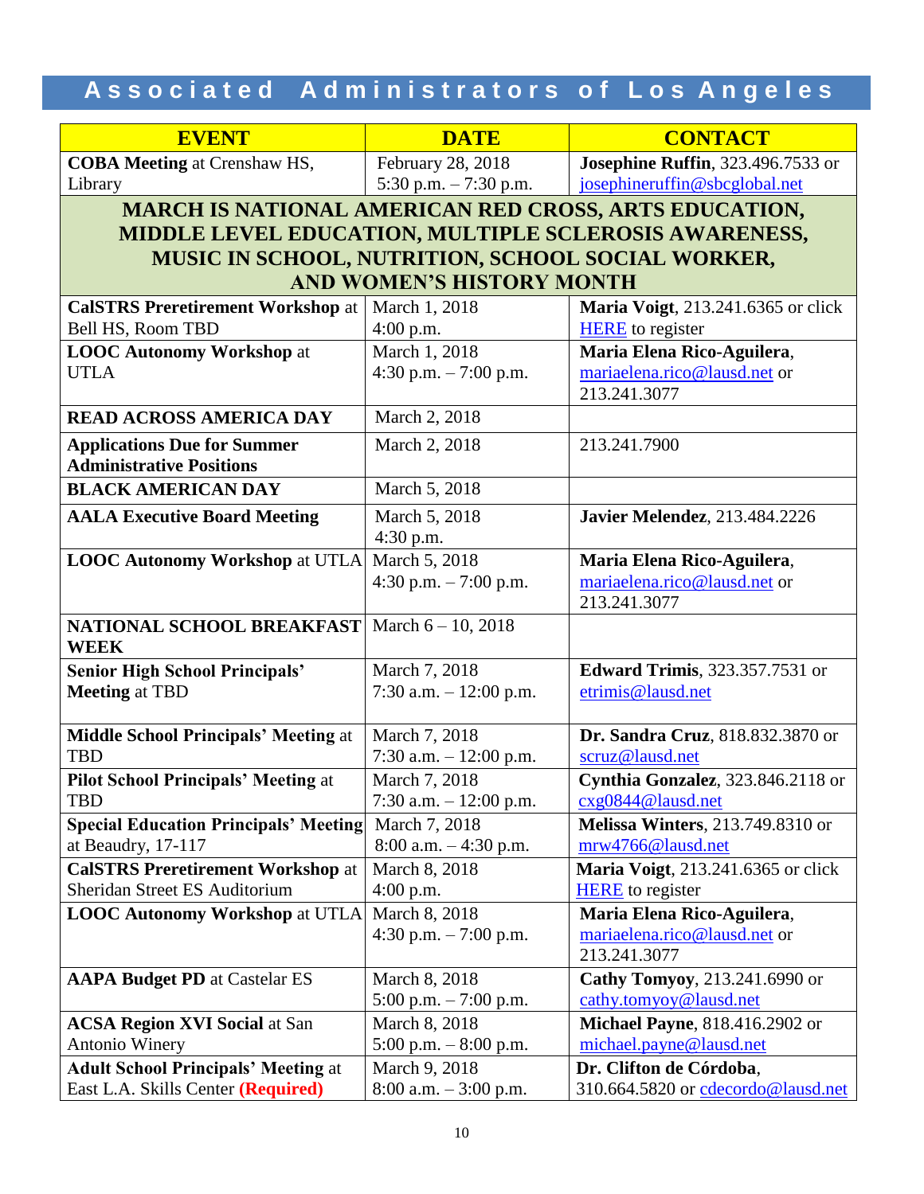# Associated Administrators of Los Angeles

| EVENT | DATE | CONTACT |
|---|---|---|
| **COBA Meeting** at Crenshaw HS, Library | February 28, 2018<br>5:30 p.m. – 7:30 p.m. | **Josephine Ruffin**, 323.496.7533 or josephineruffin@sbcglobal.net |
| **MARCH IS NATIONAL AMERICAN RED CROSS, ARTS EDUCATION, MIDDLE LEVEL EDUCATION, MULTIPLE SCLEROSIS AWARENESS, MUSIC IN SCHOOL, NUTRITION, SCHOOL SOCIAL WORKER, AND WOMEN'S HISTORY MONTH** | | |
| **CalSTRS Preretirement Workshop** at Bell HS, Room TBD | March 1, 2018<br>4:00 p.m. | **Maria Voigt**, 213.241.6365 or click HERE to register |
| **LOOC Autonomy Workshop** at UTLA | March 1, 2018<br>4:30 p.m. – 7:00 p.m. | **Maria Elena Rico-Aguilera**, mariaelena.rico@lausd.net or 213.241.3077 |
| **READ ACROSS AMERICA DAY** | March 2, 2018 | |
| **Applications Due for Summer Administrative Positions** | March 2, 2018 | 213.241.7900 |
| **BLACK AMERICAN DAY** | March 5, 2018 | |
| **AALA Executive Board Meeting** | March 5, 2018<br>4:30 p.m. | **Javier Melendez**, 213.484.2226 |
| **LOOC Autonomy Workshop** at UTLA | March 5, 2018<br>4:30 p.m. – 7:00 p.m. | **Maria Elena Rico-Aguilera**, mariaelena.rico@lausd.net or 213.241.3077 |
| **NATIONAL SCHOOL BREAKFAST WEEK** | March 6 – 10, 2018 | |
| **Senior High School Principals' Meeting** at TBD | March 7, 2018<br>7:30 a.m. – 12:00 p.m. | **Edward Trimis**, 323.357.7531 or etrimis@lausd.net |
| **Middle School Principals' Meeting** at TBD | March 7, 2018<br>7:30 a.m. – 12:00 p.m. | **Dr. Sandra Cruz**, 818.832.3870 or scruz@lausd.net |
| **Pilot School Principals' Meeting** at TBD | March 7, 2018<br>7:30 a.m. – 12:00 p.m. | **Cynthia Gonzalez**, 323.846.2118 or cxg0844@lausd.net |
| **Special Education Principals' Meeting** at Beaudry, 17-117 | March 7, 2018<br>8:00 a.m. – 4:30 p.m. | **Melissa Winters**, 213.749.8310 or mrw4766@lausd.net |
| **CalSTRS Preretirement Workshop** at Sheridan Street ES Auditorium | March 8, 2018<br>4:00 p.m. | **Maria Voigt**, 213.241.6365 or click HERE to register |
| **LOOC Autonomy Workshop** at UTLA | March 8, 2018<br>4:30 p.m. – 7:00 p.m. | **Maria Elena Rico-Aguilera**, mariaelena.rico@lausd.net or 213.241.3077 |
| **AAPA Budget PD** at Castelar ES | March 8, 2018<br>5:00 p.m. – 7:00 p.m. | **Cathy Tomyoy**, 213.241.6990 or cathy.tomyoy@lausd.net |
| **ACSA Region XVI Social** at San Antonio Winery | March 8, 2018<br>5:00 p.m. – 8:00 p.m. | **Michael Payne**, 818.416.2902 or michael.payne@lausd.net |
| **Adult School Principals' Meeting** at East L.A. Skills Center **(Required)** | March 9, 2018<br>8:00 a.m. – 3:00 p.m. | **Dr. Clifton de Córdoba**, 310.664.5820 or cdecordo@lausd.net |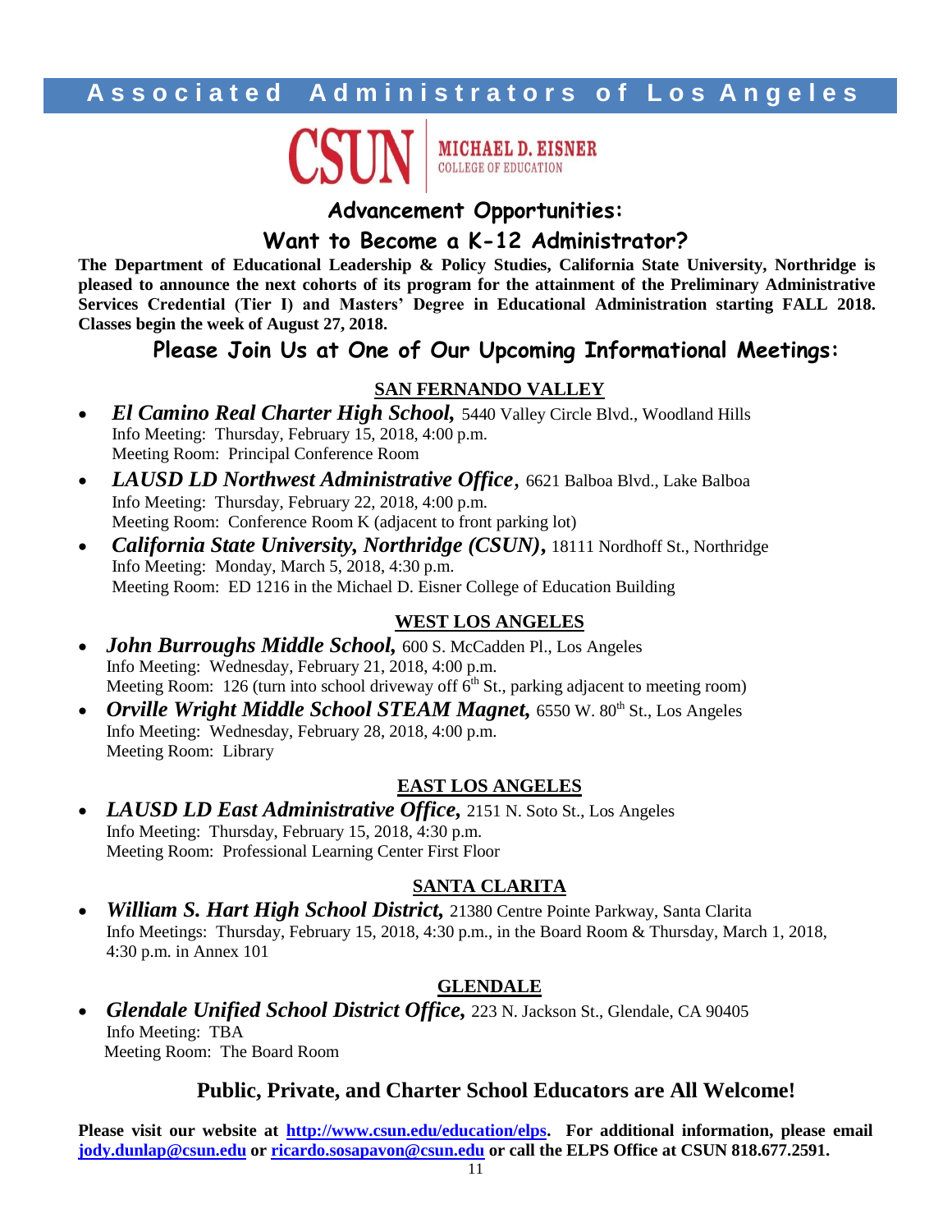# Associated Administrators of Los Angeles

CSUN | MICHAEL D. EISNER COLLEGE OF EDUCATION

## Advancement Opportunities:

## Want to Become a K-12 Administrator?

**The Department of Educational Leadership & Policy Studies, California State University, Northridge is pleased to announce the next cohorts of its program for the attainment of the Preliminary Administrative Services Credential (Tier I) and Masters' Degree in Educational Administration starting FALL 2018. Classes begin the week of August 27, 2018.**

## Please Join Us at One of Our Upcoming Informational Meetings:

### SAN FERNANDO VALLEY

- ***El Camino Real Charter High School,*** 5440 Valley Circle Blvd., Woodland Hills
  Info Meeting: Thursday, February 15, 2018, 4:00 p.m.
  Meeting Room: Principal Conference Room
- ***LAUSD LD Northwest Administrative Office*,** 6621 Balboa Blvd., Lake Balboa
  Info Meeting: Thursday, February 22, 2018, 4:00 p.m.
  Meeting Room: Conference Room K (adjacent to front parking lot)
- ***California State University, Northridge (CSUN)*,** 18111 Nordhoff St., Northridge
  Info Meeting: Monday, March 5, 2018, 4:30 p.m.
  Meeting Room: ED 1216 in the Michael D. Eisner College of Education Building

### WEST LOS ANGELES

- ***John Burroughs Middle School,*** 600 S. McCadden Pl., Los Angeles
  Info Meeting: Wednesday, February 21, 2018, 4:00 p.m.
  Meeting Room: 126 (turn into school driveway off 6th St., parking adjacent to meeting room)
- ***Orville Wright Middle School STEAM Magnet,*** 6550 W. 80th St., Los Angeles
  Info Meeting: Wednesday, February 28, 2018, 4:00 p.m.
  Meeting Room: Library

### EAST LOS ANGELES

- ***LAUSD LD East Administrative Office,*** 2151 N. Soto St., Los Angeles
  Info Meeting: Thursday, February 15, 2018, 4:30 p.m.
  Meeting Room: Professional Learning Center First Floor

### SANTA CLARITA

- ***William S. Hart High School District,*** 21380 Centre Pointe Parkway, Santa Clarita
  Info Meetings: Thursday, February 15, 2018, 4:30 p.m., in the Board Room & Thursday, March 1, 2018, 4:30 p.m. in Annex 101

### GLENDALE

- ***Glendale Unified School District Office,*** 223 N. Jackson St., Glendale, CA 90405
  Info Meeting: TBA
  Meeting Room: The Board Room

## Public, Private, and Charter School Educators are All Welcome!

**Please visit our website at [http://www.csun.edu/education/elps](http://www.csun.edu/education/elps). For additional information, please email [jody.dunlap@csun.edu](mailto:jody.dunlap@csun.edu) or [ricardo.sosapavon@csun.edu](mailto:ricardo.sosapavon@csun.edu) or call the ELPS Office at CSUN 818.677.2591.**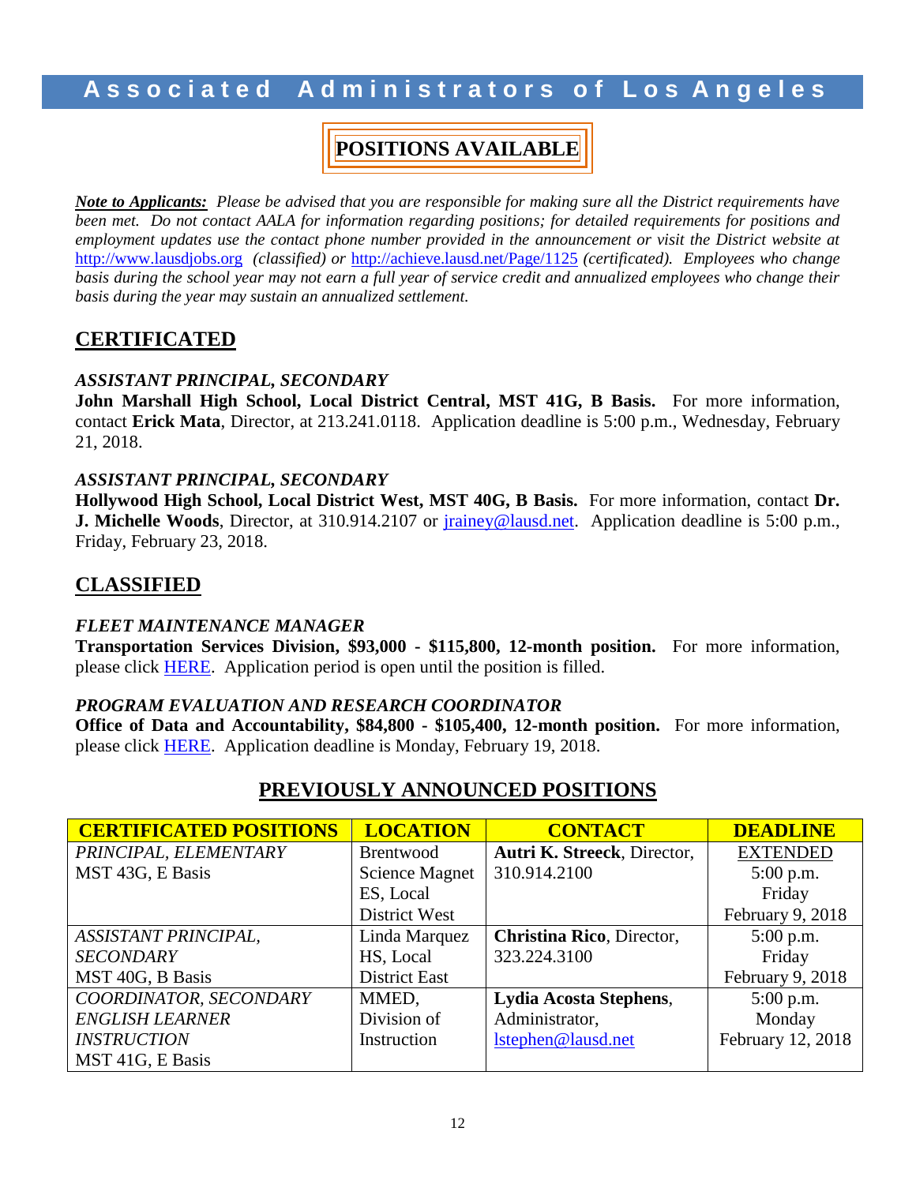# Associated Administrators of Los Angeles

## POSITIONS AVAILABLE

***Note to Applicants:*** *Please be advised that you are responsible for making sure all the District requirements have been met. Do not contact AALA for information regarding positions; for detailed requirements for positions and employment updates use the contact phone number provided in the announcement or visit the District website at* http://www.lausdjobs.org *(classified) or* http://achieve.lausd.net/Page/1125 *(certificated). Employees who change basis during the school year may not earn a full year of service credit and annualized employees who change their basis during the year may sustain an annualized settlement.*

## CERTIFICATED

***ASSISTANT PRINCIPAL, SECONDARY***
**John Marshall High School, Local District Central, MST 41G, B Basis.** For more information, contact **Erick Mata**, Director, at 213.241.0118. Application deadline is 5:00 p.m., Wednesday, February 21, 2018.

***ASSISTANT PRINCIPAL, SECONDARY***
**Hollywood High School, Local District West, MST 40G, B Basis.** For more information, contact **Dr. J. Michelle Woods**, Director, at 310.914.2107 or jrainey@lausd.net. Application deadline is 5:00 p.m., Friday, February 23, 2018.

## CLASSIFIED

***FLEET MAINTENANCE MANAGER***
**Transportation Services Division, $93,000 - $115,800, 12-month position.** For more information, please click HERE. Application period is open until the position is filled.

***PROGRAM EVALUATION AND RESEARCH COORDINATOR***
**Office of Data and Accountability, $84,800 - $105,400, 12-month position.** For more information, please click HERE. Application deadline is Monday, February 19, 2018.

## PREVIOUSLY ANNOUNCED POSITIONS

| CERTIFICATED POSITIONS | LOCATION | CONTACT | DEADLINE |
|---|---|---|---|
| *PRINCIPAL, ELEMENTARY* MST 43G, E Basis | Brentwood Science Magnet ES, Local District West | **Autri K. Streeck**, Director, 310.914.2100 | EXTENDED 5:00 p.m. Friday February 9, 2018 |
| *ASSISTANT PRINCIPAL, SECONDARY* MST 40G, B Basis | Linda Marquez HS, Local District East | **Christina Rico**, Director, 323.224.3100 | 5:00 p.m. Friday February 9, 2018 |
| *COORDINATOR, SECONDARY ENGLISH LEARNER INSTRUCTION* MST 41G, E Basis | MMED, Division of Instruction | **Lydia Acosta Stephens**, Administrator, lstephen@lausd.net | 5:00 p.m. Monday February 12, 2018 |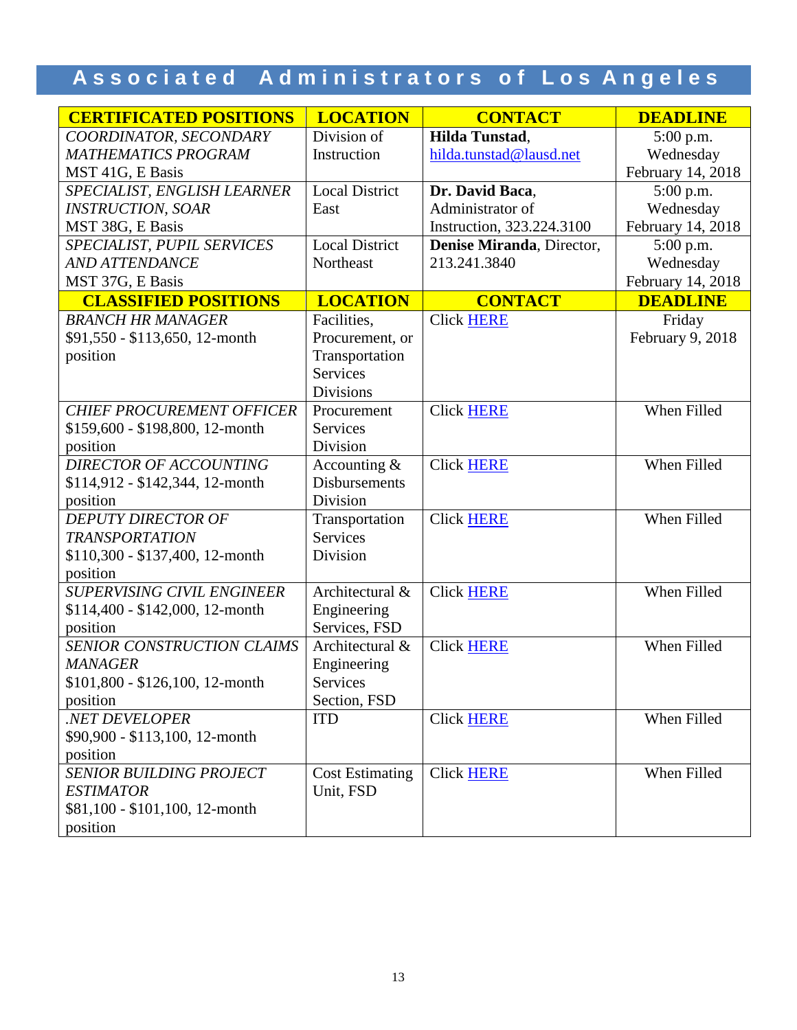# Associated Administrators of Los Angeles

| CERTIFICATED POSITIONS | LOCATION | CONTACT | DEADLINE |
|---|---|---|---|
| *COORDINATOR, SECONDARY MATHEMATICS PROGRAM* MST 41G, E Basis | Division of Instruction | **Hilda Tunstad**, hilda.tunstad@lausd.net | 5:00 p.m. Wednesday February 14, 2018 |
| *SPECIALIST, ENGLISH LEARNER INSTRUCTION, SOAR* MST 38G, E Basis | Local District East | **Dr. David Baca**, Administrator of Instruction, 323.224.3100 | 5:00 p.m. Wednesday February 14, 2018 |
| *SPECIALIST, PUPIL SERVICES AND ATTENDANCE* MST 37G, E Basis | Local District Northeast | **Denise Miranda**, Director, 213.241.3840 | 5:00 p.m. Wednesday February 14, 2018 |
| **CLASSIFIED POSITIONS** | **LOCATION** | **CONTACT** | **DEADLINE** |
| *BRANCH HR MANAGER* $91,550 - $113,650, 12-month position | Facilities, Procurement, or Transportation Services Divisions | Click HERE | Friday February 9, 2018 |
| *CHIEF PROCUREMENT OFFICER* $159,600 - $198,800, 12-month position | Procurement Services Division | Click HERE | When Filled |
| *DIRECTOR OF ACCOUNTING* $114,912 - $142,344, 12-month position | Accounting & Disbursements Division | Click HERE | When Filled |
| *DEPUTY DIRECTOR OF TRANSPORTATION* $110,300 - $137,400, 12-month position | Transportation Services Division | Click HERE | When Filled |
| *SUPERVISING CIVIL ENGINEER* $114,400 - $142,000, 12-month position | Architectural & Engineering Services, FSD | Click HERE | When Filled |
| *SENIOR CONSTRUCTION CLAIMS MANAGER* $101,800 - $126,100, 12-month position | Architectural & Engineering Services Section, FSD | Click HERE | When Filled |
| *.NET DEVELOPER* $90,900 - $113,100, 12-month position | ITD | Click HERE | When Filled |
| *SENIOR BUILDING PROJECT ESTIMATOR* $81,100 - $101,100, 12-month position | Cost Estimating Unit, FSD | Click HERE | When Filled |